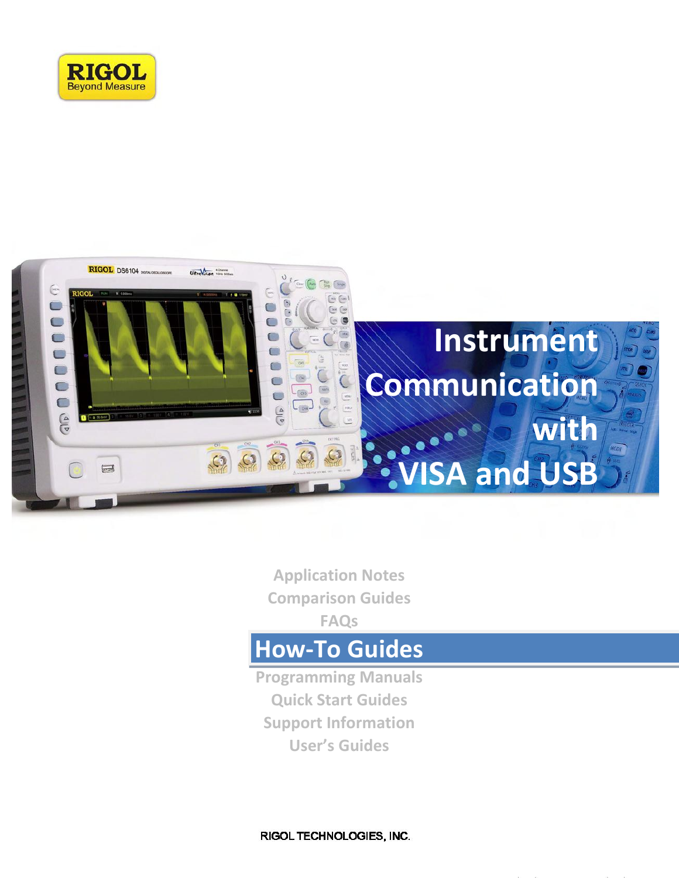RIGOL
Beyond Measure

# Instrument Communication with VISA and USB

Application Notes
Comparison Guides
FAQs

## How-To Guides

Programming Manuals
Quick Start Guides
Support Information
User's Guides

RIGOL TECHNOLOGIES, INC.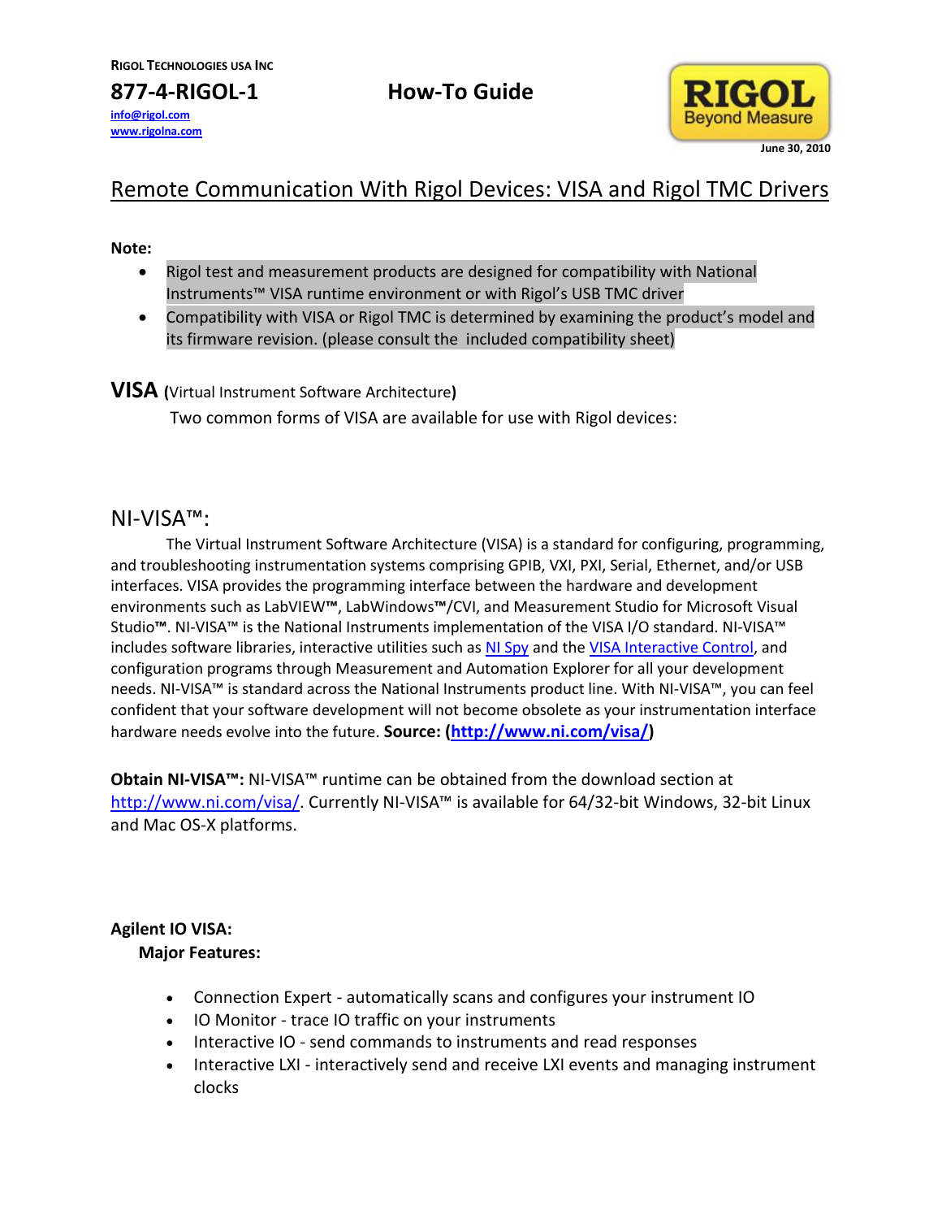RIGOL TECHNOLOGIES USA INC

**877-4-RIGOL-1**

[info@rigol.com](mailto:info@rigol.com)
[www.rigolna.com](http://www.rigolna.com)

**How-To Guide**

**June 30, 2010**

# Remote Communication With Rigol Devices: VISA and Rigol TMC Drivers

**Note:**

- Rigol test and measurement products are designed for compatibility with National Instruments™ VISA runtime environment or with Rigol's USB TMC driver
- Compatibility with VISA or Rigol TMC is determined by examining the product's model and its firmware revision. (please consult the included compatibility sheet)

## VISA (Virtual Instrument Software Architecture)

Two common forms of VISA are available for use with Rigol devices:

## NI-VISA™:

The Virtual Instrument Software Architecture (VISA) is a standard for configuring, programming, and troubleshooting instrumentation systems comprising GPIB, VXI, PXI, Serial, Ethernet, and/or USB interfaces. VISA provides the programming interface between the hardware and development environments such as LabVIEW**™**, LabWindows**™**/CVI, and Measurement Studio for Microsoft Visual Studio**™**. NI-VISA™ is the National Instruments implementation of the VISA I/O standard. NI-VISA™ includes software libraries, interactive utilities such as NI Spy and the VISA Interactive Control, and configuration programs through Measurement and Automation Explorer for all your development needs. NI-VISA™ is standard across the National Instruments product line. With NI-VISA™, you can feel confident that your software development will not become obsolete as your instrumentation interface hardware needs evolve into the future. **Source: ([http://www.ni.com/visa/](http://www.ni.com/visa/))**

**Obtain NI-VISA™:** NI-VISA™ runtime can be obtained from the download section at [http://www.ni.com/visa/](http://www.ni.com/visa/). Currently NI-VISA™ is available for 64/32-bit Windows, 32-bit Linux and Mac OS-X platforms.

**Agilent IO VISA:**

**Major Features:**

- Connection Expert - automatically scans and configures your instrument IO
- IO Monitor - trace IO traffic on your instruments
- Interactive IO - send commands to instruments and read responses
- Interactive LXI - interactively send and receive LXI events and managing instrument clocks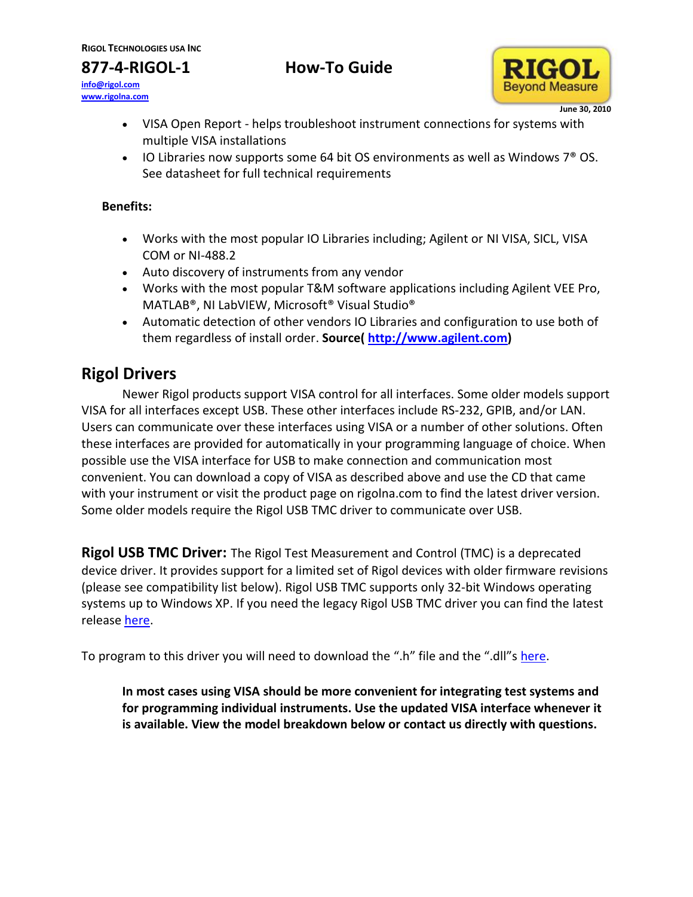- VISA Open Report - helps troubleshoot instrument connections for systems with multiple VISA installations
- IO Libraries now supports some 64 bit OS environments as well as Windows 7® OS. See datasheet for full technical requirements

**Benefits:**

- Works with the most popular IO Libraries including; Agilent or NI VISA, SICL, VISA COM or NI-488.2
- Auto discovery of instruments from any vendor
- Works with the most popular T&M software applications including Agilent VEE Pro, MATLAB®, NI LabVIEW, Microsoft® Visual Studio®
- Automatic detection of other vendors IO Libraries and configuration to use both of them regardless of install order. **Source( [http://www.agilent.com](http://www.agilent.com))**

## Rigol Drivers

Newer Rigol products support VISA control for all interfaces. Some older models support VISA for all interfaces except USB. These other interfaces include RS-232, GPIB, and/or LAN. Users can communicate over these interfaces using VISA or a number of other solutions. Often these interfaces are provided for automatically in your programming language of choice. When possible use the VISA interface for USB to make connection and communication most convenient. You can download a copy of VISA as described above and use the CD that came with your instrument or visit the product page on rigolna.com to find the latest driver version. Some older models require the Rigol USB TMC driver to communicate over USB.

**Rigol USB TMC Driver:** The Rigol Test Measurement and Control (TMC) is a deprecated device driver. It provides support for a limited set of Rigol devices with older firmware revisions (please see compatibility list below). Rigol USB TMC supports only 32-bit Windows operating systems up to Windows XP. If you need the legacy Rigol USB TMC driver you can find the latest release here.

To program to this driver you will need to download the ".h" file and the ".dll"s here.

**In most cases using VISA should be more convenient for integrating test systems and for programming individual instruments. Use the updated VISA interface whenever it is available. View the model breakdown below or contact us directly with questions.**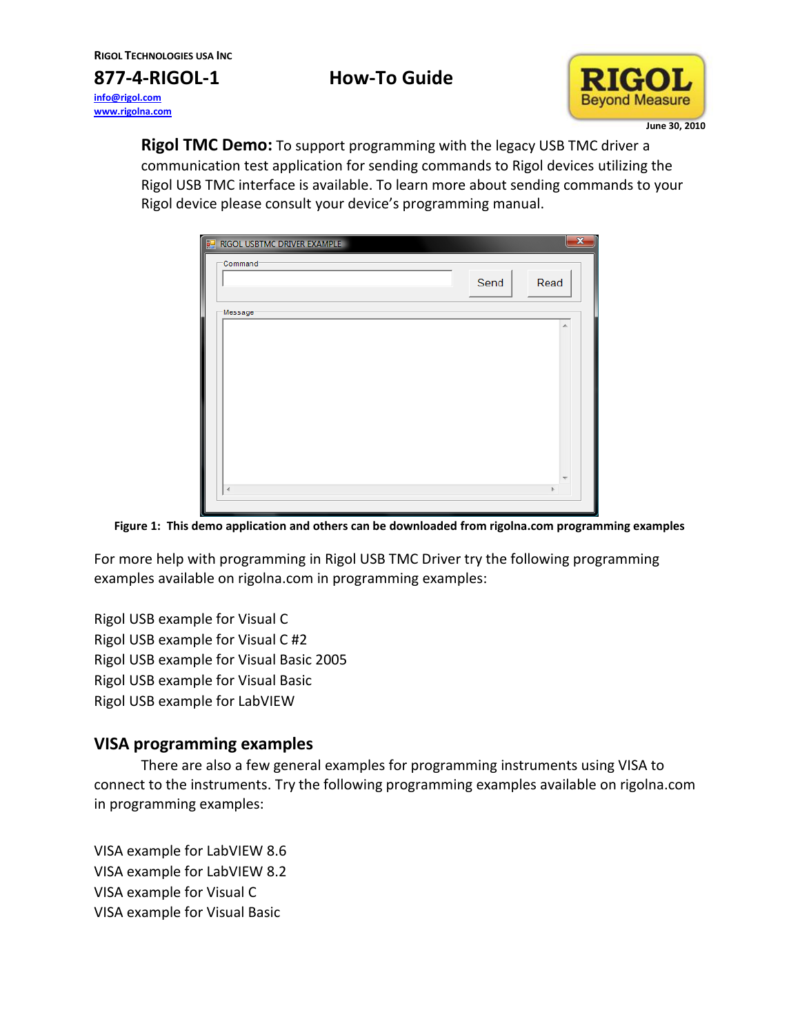**Rigol TMC Demo:** To support programming with the legacy USB TMC driver a communication test application for sending commands to Rigol devices utilizing the Rigol USB TMC interface is available. To learn more about sending commands to your Rigol device please consult your device's programming manual.

**Figure 1: This demo application and others can be downloaded from rigolna.com programming examples**

For more help with programming in Rigol USB TMC Driver try the following programming examples available on rigolna.com in programming examples:

Rigol USB example for Visual C
Rigol USB example for Visual C #2
Rigol USB example for Visual Basic 2005
Rigol USB example for Visual Basic
Rigol USB example for LabVIEW

## VISA programming examples

There are also a few general examples for programming instruments using VISA to connect to the instruments. Try the following programming examples available on rigolna.com in programming examples:

VISA example for LabVIEW 8.6
VISA example for LabVIEW 8.2
VISA example for Visual C
VISA example for Visual Basic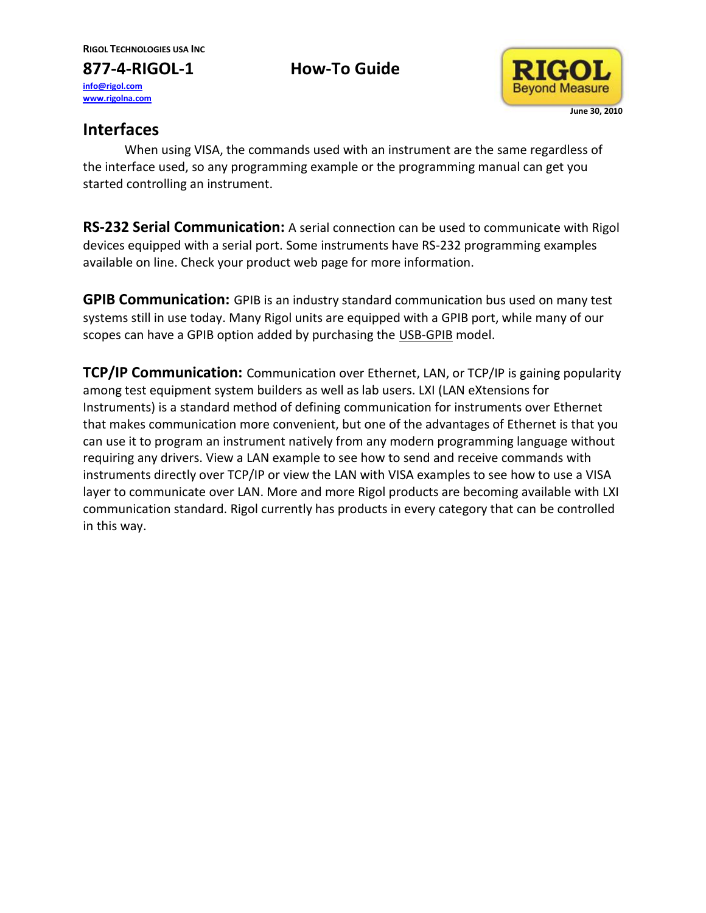## Interfaces

When using VISA, the commands used with an instrument are the same regardless of the interface used, so any programming example or the programming manual can get you started controlling an instrument.

**RS-232 Serial Communication:** A serial connection can be used to communicate with Rigol devices equipped with a serial port. Some instruments have RS-232 programming examples available on line. Check your product web page for more information.

**GPIB Communication:** GPIB is an industry standard communication bus used on many test systems still in use today. Many Rigol units are equipped with a GPIB port, while many of our scopes can have a GPIB option added by purchasing the USB-GPIB model.

**TCP/IP Communication:** Communication over Ethernet, LAN, or TCP/IP is gaining popularity among test equipment system builders as well as lab users. LXI (LAN eXtensions for Instruments) is a standard method of defining communication for instruments over Ethernet that makes communication more convenient, but one of the advantages of Ethernet is that you can use it to program an instrument natively from any modern programming language without requiring any drivers. View a LAN example to see how to send and receive commands with instruments directly over TCP/IP or view the LAN with VISA examples to see how to use a VISA layer to communicate over LAN. More and more Rigol products are becoming available with LXI communication standard. Rigol currently has products in every category that can be controlled in this way.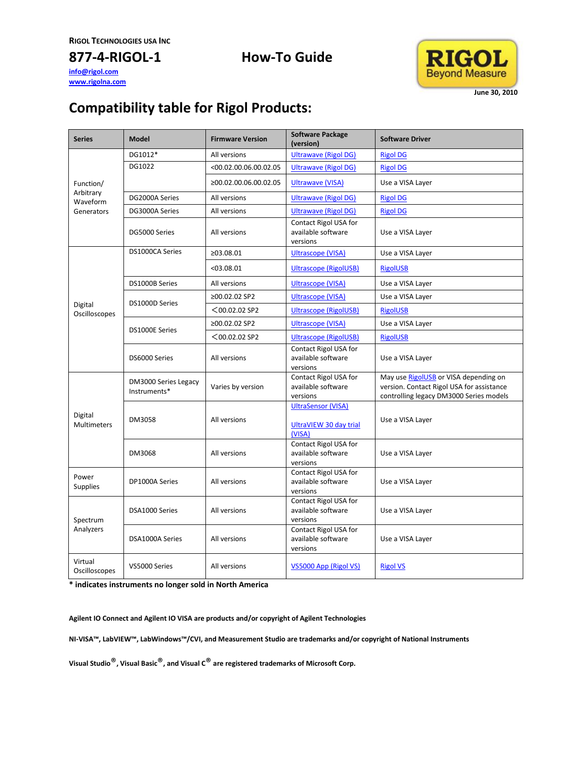RIGOL TECHNOLOGIES USA INC

877-4-RIGOL-1

How-To Guide

info@rigol.com
www.rigolna.com

June 30, 2010

# Compatibility table for Rigol Products:

| Series | Model | Firmware Version | Software Package (version) | Software Driver |
|---|---|---|---|---|
| Function/ Arbitrary Waveform Generators | DG1012* | All versions | Ultrawave (Rigol DG) | Rigol DG |
| | DG1022 | <00.02.00.06.00.02.05 | Ultrawave (Rigol DG) | Rigol DG |
| | | ≥00.02.00.06.00.02.05 | Ultrawave (VISA) | Use a VISA Layer |
| | DG2000A Series | All versions | Ultrawave (Rigol DG) | Rigol DG |
| | DG3000A Series | All versions | Ultrawave (Rigol DG) | Rigol DG |
| | DG5000 Series | All versions | Contact Rigol USA for available software versions | Use a VISA Layer |
| Digital Oscilloscopes | DS1000CA Series | ≥03.08.01 | Ultrascope (VISA) | Use a VISA Layer |
| | | <03.08.01 | Ultrascope (RigolUSB) | RigolUSB |
| | DS1000B Series | All versions | Ultrascope (VISA) | Use a VISA Layer |
| | DS1000D Series | ≥00.02.02 SP2 | Ultrascope (VISA) | Use a VISA Layer |
| | | <00.02.02 SP2 | Ultrascope (RigolUSB) | RigolUSB |
| | DS1000E Series | ≥00.02.02 SP2 | Ultrascope (VISA) | Use a VISA Layer |
| | | <00.02.02 SP2 | Ultrascope (RigolUSB) | RigolUSB |
| | DS6000 Series | All versions | Contact Rigol USA for available software versions | Use a VISA Layer |
| Digital Multimeters | DM3000 Series Legacy Instruments* | Varies by version | Contact Rigol USA for available software versions | May use RigolUSB or VISA depending on version. Contact Rigol USA for assistance controlling legacy DM3000 Series models |
| | DM3058 | All versions | UltraSensor (VISA)<br><br>UltraVIEW 30 day trial (VISA) | Use a VISA Layer |
| | DM3068 | All versions | Contact Rigol USA for available software versions | Use a VISA Layer |
| Power Supplies | DP1000A Series | All versions | Contact Rigol USA for available software versions | Use a VISA Layer |
| Spectrum Analyzers | DSA1000 Series | All versions | Contact Rigol USA for available software versions | Use a VISA Layer |
| | DSA1000A Series | All versions | Contact Rigol USA for available software versions | Use a VISA Layer |
| Virtual Oscilloscopes | VS5000 Series | All versions | VS5000 App (Rigol VS) | Rigol VS |

**\* indicates instruments no longer sold in North America**

**Agilent IO Connect and Agilent IO VISA are products and/or copyright of Agilent Technologies**

**NI-VISA™, LabVIEW™, LabWindows™/CVI, and Measurement Studio are trademarks and/or copyright of National Instruments**

**Visual Studio®, Visual Basic®, and Visual C® are registered trademarks of Microsoft Corp.**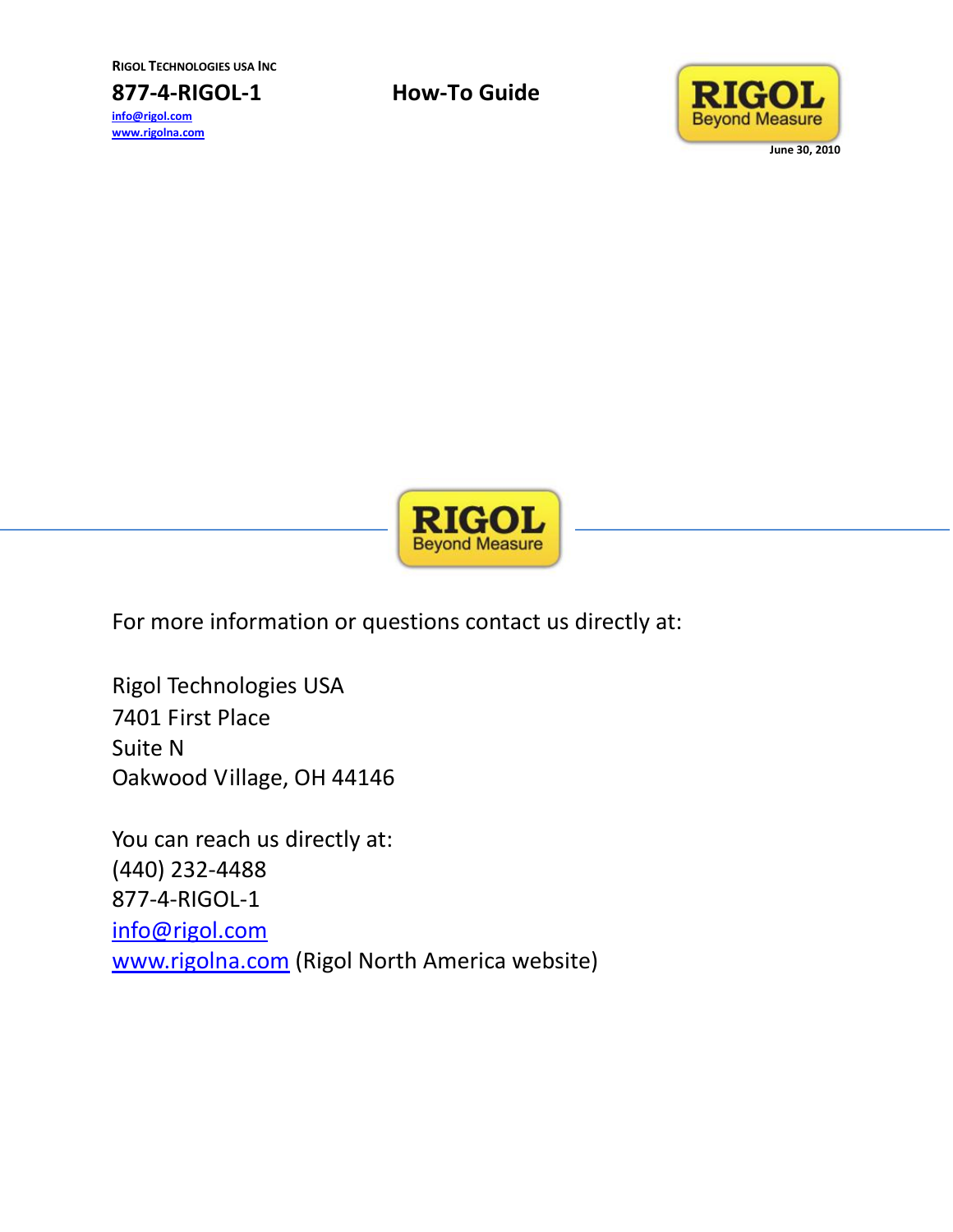For more information or questions contact us directly at:

Rigol Technologies USA
7401 First Place
Suite N
Oakwood Village, OH 44146

You can reach us directly at:
(440) 232-4488
877-4-RIGOL-1
info@rigol.com
www.rigolna.com (Rigol North America website)